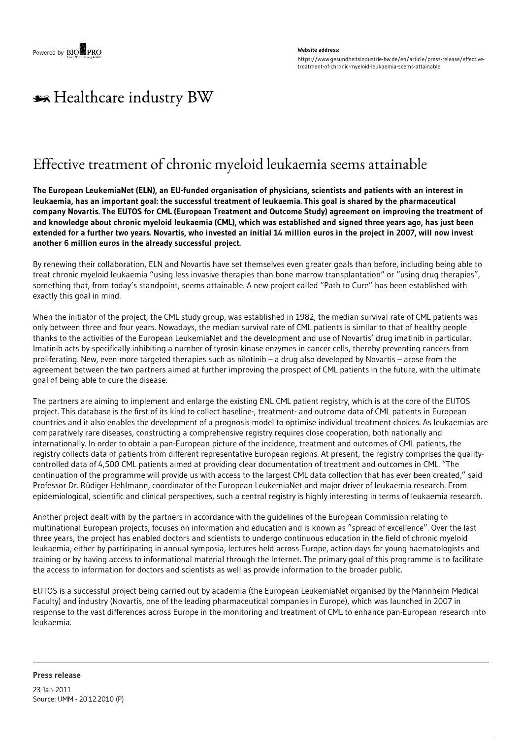Powered by BIOPRO

**Website address:**

https://www.gesundheitsindustrie-bw.de/en/article/press-release/effective-treatment-of-chronic-myeloid-leukaemia-seems-attainable

Healthcare industry BW

# Effective treatment of chronic myeloid leukaemia seems attainable

**The European LeukemiaNet (ELN), an EU-funded organisation of physicians, scientists and patients with an interest in leukaemia, has an important goal: the successful treatment of leukaemia. This goal is shared by the pharmaceutical company Novartis. The EUTOS for CML (European Treatment and Outcome Study) agreement on improving the treatment of and knowledge about chronic myeloid leukaemia (CML), which was established and signed three years ago, has just been extended for a further two years. Novartis, who invested an initial 14 million euros in the project in 2007, will now invest another 6 million euros in the already successful project.**

By renewing their collaboration, ELN and Novartis have set themselves even greater goals than before, including being able to treat chronic myeloid leukaemia "using less invasive therapies than bone marrow transplantation" or "using drug therapies", something that, from today's standpoint, seems attainable. A new project called "Path to Cure" has been established with exactly this goal in mind.

When the initiator of the project, the CML study group, was established in 1982, the median survival rate of CML patients was only between three and four years. Nowadays, the median survival rate of CML patients is similar to that of healthy people thanks to the activities of the European LeukemiaNet and the development and use of Novartis' drug imatinib in particular. Imatinib acts by specifically inhibiting a number of tyrosin kinase enzymes in cancer cells, thereby preventing cancers from proliferating. New, even more targeted therapies such as nilotinib – a drug also developed by Novartis – arose from the agreement between the two partners aimed at further improving the prospect of CML patients in the future, with the ultimate goal of being able to cure the disease.

The partners are aiming to implement and enlarge the existing ENL CML patient registry, which is at the core of the EUTOS project. This database is the first of its kind to collect baseline-, treatment- and outcome data of CML patients in European countries and it also enables the development of a prognosis model to optimise individual treatment choices. As leukaemias are comparatively rare diseases, constructing a comprehensive registry requires close cooperation, both nationally and internationally. In order to obtain a pan-European picture of the incidence, treatment and outcomes of CML patients, the registry collects data of patients from different representative European regions. At present, the registry comprises the quality-controlled data of 4,500 CML patients aimed at providing clear documentation of treatment and outcomes in CML. "The continuation of the programme will provide us with access to the largest CML data collection that has ever been created," said Professor Dr. Rüdiger Hehlmann, coordinator of the European LeukemiaNet and major driver of leukaemia research. From epidemiological, scientific and clinical perspectives, such a central registry is highly interesting in terms of leukaemia research.

Another project dealt with by the partners in accordance with the guidelines of the European Commission relating to multinational European projects, focuses on information and education and is known as "spread of excellence". Over the last three years, the project has enabled doctors and scientists to undergo continuous education in the field of chronic myeloid leukaemia, either by participating in annual symposia, lectures held across Europe, action days for young haematologists and training or by having access to informational material through the Internet. The primary goal of this programme is to facilitate the access to information for doctors and scientists as well as provide information to the broader public.

EUTOS is a successful project being carried out by academia (the European LeukemiaNet organised by the Mannheim Medical Faculty) and industry (Novartis, one of the leading pharmaceutical companies in Europe), which was launched in 2007 in response to the vast differences across Europe in the monitoring and treatment of CML to enhance pan-European research into leukaemia.

**Press release**

23-Jan-2011
Source: UMM - 20.12.2010 (P)